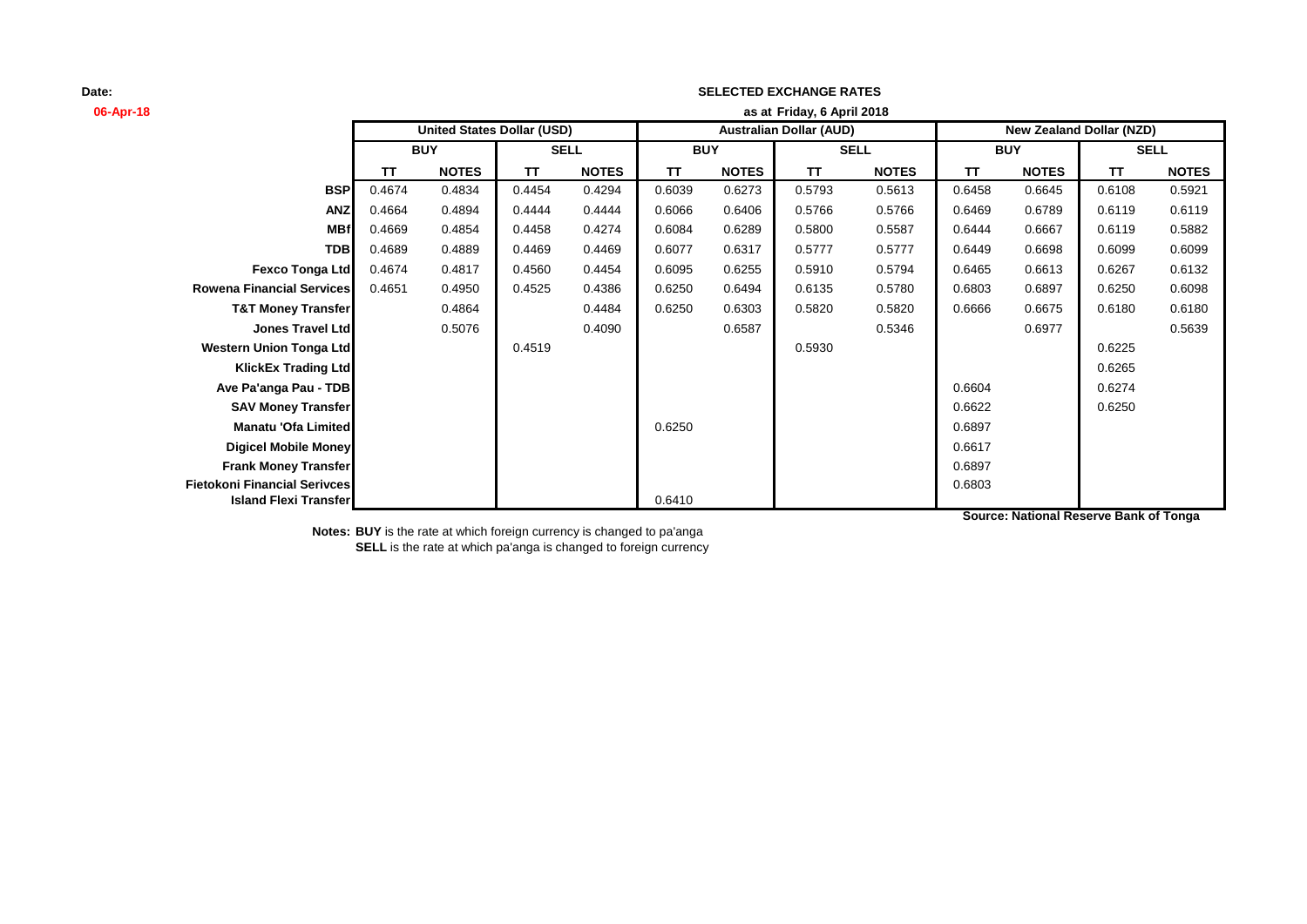**Date:**

**06-Apr-18**

**SELECTED EXCHANGE RATES**

**as at Friday, 6 April 2018**

| | United States Dollar (USD) | | | | Australian Dollar (AUD) | | | | New Zealand Dollar (NZD) | | | |
|---|---|---|---|---|---|---|---|---|---|---|---|---|
| | BUY | | SELL | | BUY | | SELL | | BUY | | SELL | |
| | TT | NOTES | TT | NOTES | TT | NOTES | TT | NOTES | TT | NOTES | TT | NOTES |
| **BSP** | 0.4674 | 0.4834 | 0.4454 | 0.4294 | 0.6039 | 0.6273 | 0.5793 | 0.5613 | 0.6458 | 0.6645 | 0.6108 | 0.5921 |
| **ANZ** | 0.4664 | 0.4894 | 0.4444 | 0.4444 | 0.6066 | 0.6406 | 0.5766 | 0.5766 | 0.6469 | 0.6789 | 0.6119 | 0.6119 |
| **MBf** | 0.4669 | 0.4854 | 0.4458 | 0.4274 | 0.6084 | 0.6289 | 0.5800 | 0.5587 | 0.6444 | 0.6667 | 0.6119 | 0.5882 |
| **TDB** | 0.4689 | 0.4889 | 0.4469 | 0.4469 | 0.6077 | 0.6317 | 0.5777 | 0.5777 | 0.6449 | 0.6698 | 0.6099 | 0.6099 |
| **Fexco Tonga Ltd** | 0.4674 | 0.4817 | 0.4560 | 0.4454 | 0.6095 | 0.6255 | 0.5910 | 0.5794 | 0.6465 | 0.6613 | 0.6267 | 0.6132 |
| **Rowena Financial Services** | 0.4651 | 0.4950 | 0.4525 | 0.4386 | 0.6250 | 0.6494 | 0.6135 | 0.5780 | 0.6803 | 0.6897 | 0.6250 | 0.6098 |
| **T&T Money Transfer** | | 0.4864 | | 0.4484 | 0.6250 | 0.6303 | 0.5820 | 0.5820 | 0.6666 | 0.6675 | 0.6180 | 0.6180 |
| **Jones Travel Ltd** | | 0.5076 | | 0.4090 | | 0.6587 | | 0.5346 | | 0.6977 | | 0.5639 |
| **Western Union Tonga Ltd** | | | 0.4519 | | | | 0.5930 | | | | 0.6225 | |
| **KlickEx Trading Ltd** | | | | | | | | | | | 0.6265 | |
| **Ave Pa'anga Pau - TDB** | | | | | | | | | 0.6604 | | 0.6274 | |
| **SAV Money Transfer** | | | | | | | | | 0.6622 | | 0.6250 | |
| **Manatu 'Ofa Limited** | | | | | 0.6250 | | | | 0.6897 | | | |
| **Digicel Mobile Money** | | | | | | | | | 0.6617 | | | |
| **Frank Money Transfer** | | | | | | | | | 0.6897 | | | |
| **Fietokoni Financial Serivces** | | | | | | | | | 0.6803 | | | |
| **Island Flexi Transfer** | | | | | 0.6410 | | | | | | | |

**Source: National Reserve Bank of Tonga**

**Notes: BUY** is the rate at which foreign currency is changed to pa'anga

**SELL** is the rate at which pa'anga is changed to foreign currency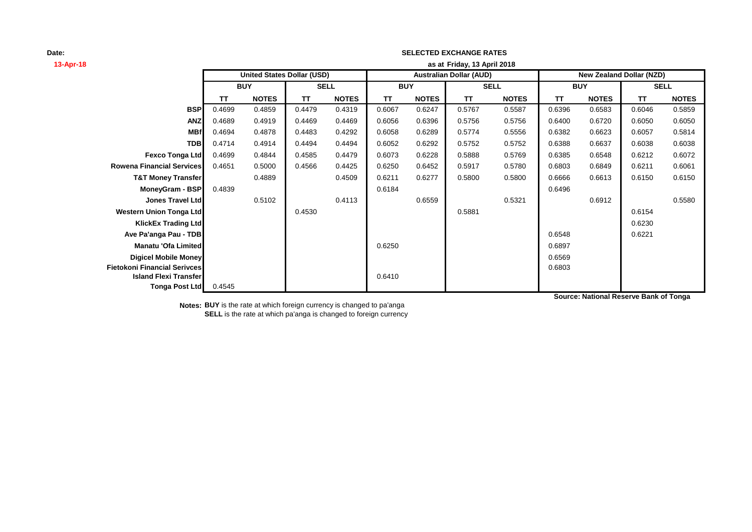**Date:**
**13-Apr-18**

**SELECTED EXCHANGE RATES**
**as at Friday, 13 April 2018**

| | United States Dollar (USD) | | | | Australian Dollar (AUD) | | | | New Zealand Dollar (NZD) | | | |
|---|---|---|---|---|---|---|---|---|---|---|---|---|
| | BUY | | SELL | | BUY | | SELL | | BUY | | SELL | |
| | TT | NOTES | TT | NOTES | TT | NOTES | TT | NOTES | TT | NOTES | TT | NOTES |
| **BSP** | 0.4699 | 0.4859 | 0.4479 | 0.4319 | 0.6067 | 0.6247 | 0.5767 | 0.5587 | 0.6396 | 0.6583 | 0.6046 | 0.5859 |
| **ANZ** | 0.4689 | 0.4919 | 0.4469 | 0.4469 | 0.6056 | 0.6396 | 0.5756 | 0.5756 | 0.6400 | 0.6720 | 0.6050 | 0.6050 |
| **MBf** | 0.4694 | 0.4878 | 0.4483 | 0.4292 | 0.6058 | 0.6289 | 0.5774 | 0.5556 | 0.6382 | 0.6623 | 0.6057 | 0.5814 |
| **TDB** | 0.4714 | 0.4914 | 0.4494 | 0.4494 | 0.6052 | 0.6292 | 0.5752 | 0.5752 | 0.6388 | 0.6637 | 0.6038 | 0.6038 |
| **Fexco Tonga Ltd** | 0.4699 | 0.4844 | 0.4585 | 0.4479 | 0.6073 | 0.6228 | 0.5888 | 0.5769 | 0.6385 | 0.6548 | 0.6212 | 0.6072 |
| **Rowena Financial Services** | 0.4651 | 0.5000 | 0.4566 | 0.4425 | 0.6250 | 0.6452 | 0.5917 | 0.5780 | 0.6803 | 0.6849 | 0.6211 | 0.6061 |
| **T&T Money Transfer** | | 0.4889 | | 0.4509 | 0.6211 | 0.6277 | 0.5800 | 0.5800 | 0.6666 | 0.6613 | 0.6150 | 0.6150 |
| **MoneyGram - BSP** | 0.4839 | | | | 0.6184 | | | | 0.6496 | | | |
| **Jones Travel Ltd** | | 0.5102 | | 0.4113 | | 0.6559 | | 0.5321 | | 0.6912 | | 0.5580 |
| **Western Union Tonga Ltd** | | | 0.4530 | | | | 0.5881 | | | | 0.6154 | |
| **KlickEx Trading Ltd** | | | | | | | | | | | 0.6230 | |
| **Ave Pa'anga Pau - TDB** | | | | | | | | | 0.6548 | | 0.6221 | |
| **Manatu 'Ofa Limited** | | | | | 0.6250 | | | | 0.6897 | | | |
| **Digicel Mobile Money** | | | | | | | | | 0.6569 | | | |
| **Fietokoni Financial Serivces** | | | | | | | | | 0.6803 | | | |
| **Island Flexi Transfer** | | | | | 0.6410 | | | | | | | |
| **Tonga Post Ltd** | 0.4545 | | | | | | | | | | | |

**Source: National Reserve Bank of Tonga**

**Notes: BUY** is the rate at which foreign currency is changed to pa'anga
**SELL** is the rate at which pa'anga is changed to foreign currency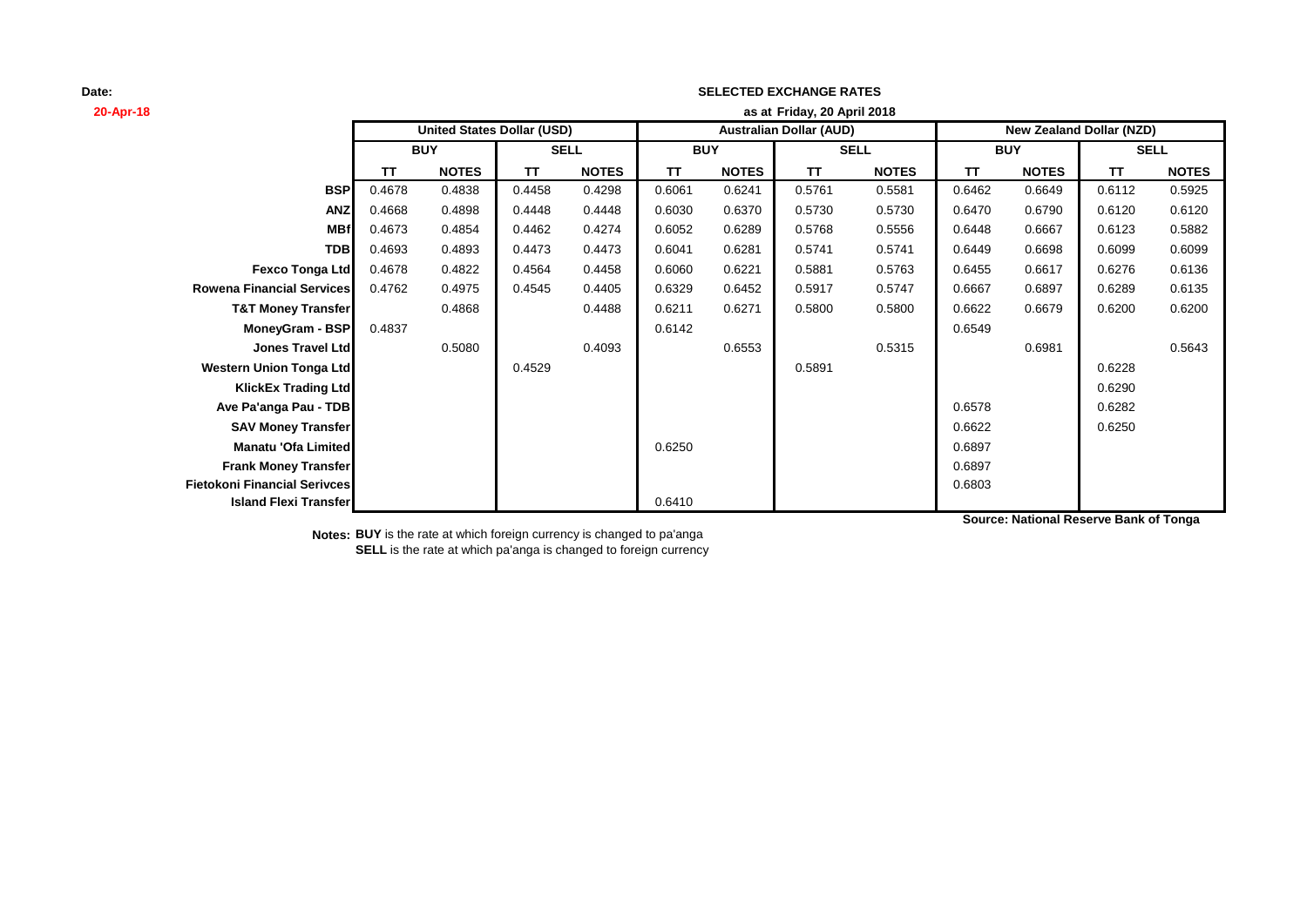Date:

20-Apr-18

**SELECTED EXCHANGE RATES**

**as at Friday, 20 April 2018**

| | United States Dollar (USD) | | | | Australian Dollar (AUD) | | | | New Zealand Dollar (NZD) | | | |
|---|---|---|---|---|---|---|---|---|---|---|---|---|
| | BUY | | SELL | | BUY | | SELL | | BUY | | SELL | |
| | TT | NOTES | TT | NOTES | TT | NOTES | TT | NOTES | TT | NOTES | TT | NOTES |
| **BSP** | 0.4678 | 0.4838 | 0.4458 | 0.4298 | 0.6061 | 0.6241 | 0.5761 | 0.5581 | 0.6462 | 0.6649 | 0.6112 | 0.5925 |
| **ANZ** | 0.4668 | 0.4898 | 0.4448 | 0.4448 | 0.6030 | 0.6370 | 0.5730 | 0.5730 | 0.6470 | 0.6790 | 0.6120 | 0.6120 |
| **MBf** | 0.4673 | 0.4854 | 0.4462 | 0.4274 | 0.6052 | 0.6289 | 0.5768 | 0.5556 | 0.6448 | 0.6667 | 0.6123 | 0.5882 |
| **TDB** | 0.4693 | 0.4893 | 0.4473 | 0.4473 | 0.6041 | 0.6281 | 0.5741 | 0.5741 | 0.6449 | 0.6698 | 0.6099 | 0.6099 |
| **Fexco Tonga Ltd** | 0.4678 | 0.4822 | 0.4564 | 0.4458 | 0.6060 | 0.6221 | 0.5881 | 0.5763 | 0.6455 | 0.6617 | 0.6276 | 0.6136 |
| **Rowena Financial Services** | 0.4762 | 0.4975 | 0.4545 | 0.4405 | 0.6329 | 0.6452 | 0.5917 | 0.5747 | 0.6667 | 0.6897 | 0.6289 | 0.6135 |
| **T&T Money Transfer** | | 0.4868 | | 0.4488 | 0.6211 | 0.6271 | 0.5800 | 0.5800 | 0.6622 | 0.6679 | 0.6200 | 0.6200 |
| **MoneyGram - BSP** | 0.4837 | | | | 0.6142 | | | | 0.6549 | | | |
| **Jones Travel Ltd** | | 0.5080 | | 0.4093 | | 0.6553 | | 0.5315 | | 0.6981 | | 0.5643 |
| **Western Union Tonga Ltd** | | | 0.4529 | | | | 0.5891 | | | | 0.6228 | |
| **KlickEx Trading Ltd** | | | | | | | | | | | 0.6290 | |
| **Ave Pa'anga Pau - TDB** | | | | | | | | | 0.6578 | | 0.6282 | |
| **SAV Money Transfer** | | | | | | | | | 0.6622 | | 0.6250 | |
| **Manatu 'Ofa Limited** | | | | | 0.6250 | | | | 0.6897 | | | |
| **Frank Money Transfer** | | | | | | | | | 0.6897 | | | |
| **Fietokoni Financial Serivces** | | | | | | | | | 0.6803 | | | |
| **Island Flexi Transfer** | | | | | 0.6410 | | | | | | | |

**Source: National Reserve Bank of Tonga**

**Notes: BUY** is the rate at which foreign currency is changed to pa'anga

**SELL** is the rate at which pa'anga is changed to foreign currency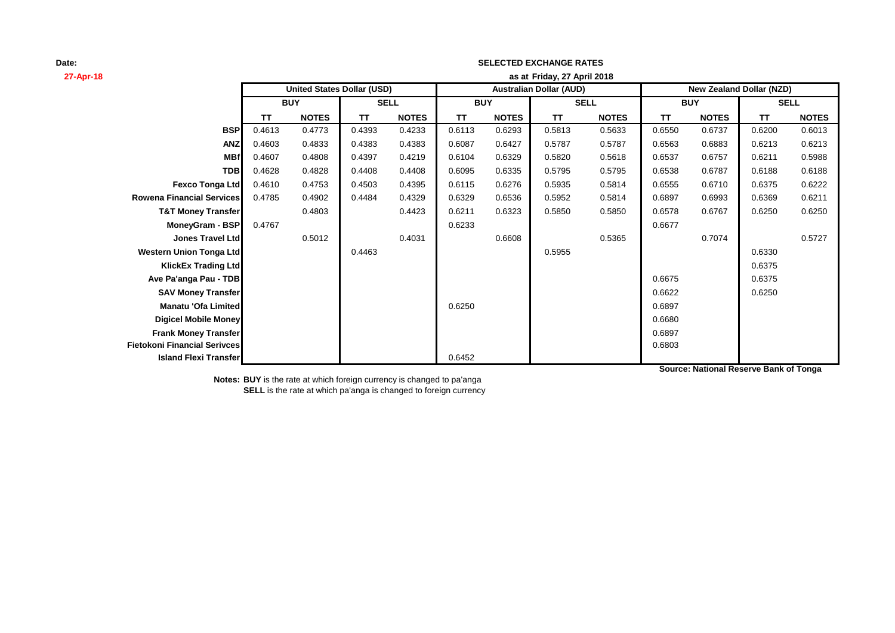**Date:**

**27-Apr-18**

**SELECTED EXCHANGE RATES**

**as at Friday, 27 April 2018**

| | United States Dollar (USD) | | | | Australian Dollar (AUD) | | | | New Zealand Dollar (NZD) | | | |
|---|---|---|---|---|---|---|---|---|---|---|---|---|
| | BUY | | SELL | | BUY | | SELL | | BUY | | SELL | |
| | TT | NOTES | TT | NOTES | TT | NOTES | TT | NOTES | TT | NOTES | TT | NOTES |
| **BSP** | 0.4613 | 0.4773 | 0.4393 | 0.4233 | 0.6113 | 0.6293 | 0.5813 | 0.5633 | 0.6550 | 0.6737 | 0.6200 | 0.6013 |
| **ANZ** | 0.4603 | 0.4833 | 0.4383 | 0.4383 | 0.6087 | 0.6427 | 0.5787 | 0.5787 | 0.6563 | 0.6883 | 0.6213 | 0.6213 |
| **MBf** | 0.4607 | 0.4808 | 0.4397 | 0.4219 | 0.6104 | 0.6329 | 0.5820 | 0.5618 | 0.6537 | 0.6757 | 0.6211 | 0.5988 |
| **TDB** | 0.4628 | 0.4828 | 0.4408 | 0.4408 | 0.6095 | 0.6335 | 0.5795 | 0.5795 | 0.6538 | 0.6787 | 0.6188 | 0.6188 |
| **Fexco Tonga Ltd** | 0.4610 | 0.4753 | 0.4503 | 0.4395 | 0.6115 | 0.6276 | 0.5935 | 0.5814 | 0.6555 | 0.6710 | 0.6375 | 0.6222 |
| **Rowena Financial Services** | 0.4785 | 0.4902 | 0.4484 | 0.4329 | 0.6329 | 0.6536 | 0.5952 | 0.5814 | 0.6897 | 0.6993 | 0.6369 | 0.6211 |
| **T&T Money Transfer** | | 0.4803 | | 0.4423 | 0.6211 | 0.6323 | 0.5850 | 0.5850 | 0.6578 | 0.6767 | 0.6250 | 0.6250 |
| **MoneyGram - BSP** | 0.4767 | | | | 0.6233 | | | | 0.6677 | | | |
| **Jones Travel Ltd** | | 0.5012 | | 0.4031 | | 0.6608 | | 0.5365 | | 0.7074 | | 0.5727 |
| **Western Union Tonga Ltd** | | | 0.4463 | | | | 0.5955 | | | | 0.6330 | |
| **KlickEx Trading Ltd** | | | | | | | | | | | 0.6375 | |
| **Ave Pa'anga Pau - TDB** | | | | | | | | | 0.6675 | | 0.6375 | |
| **SAV Money Transfer** | | | | | | | | | 0.6622 | | 0.6250 | |
| **Manatu 'Ofa Limited** | | | | | 0.6250 | | | | 0.6897 | | | |
| **Digicel Mobile Money** | | | | | | | | | 0.6680 | | | |
| **Frank Money Transfer** | | | | | | | | | 0.6897 | | | |
| **Fietokoni Financial Serivces** | | | | | | | | | 0.6803 | | | |
| **Island Flexi Transfer** | | | | | 0.6452 | | | | | | | |

**Source: National Reserve Bank of Tonga**

**Notes: BUY** is the rate at which foreign currency is changed to pa'anga

**SELL** is the rate at which pa'anga is changed to foreign currency